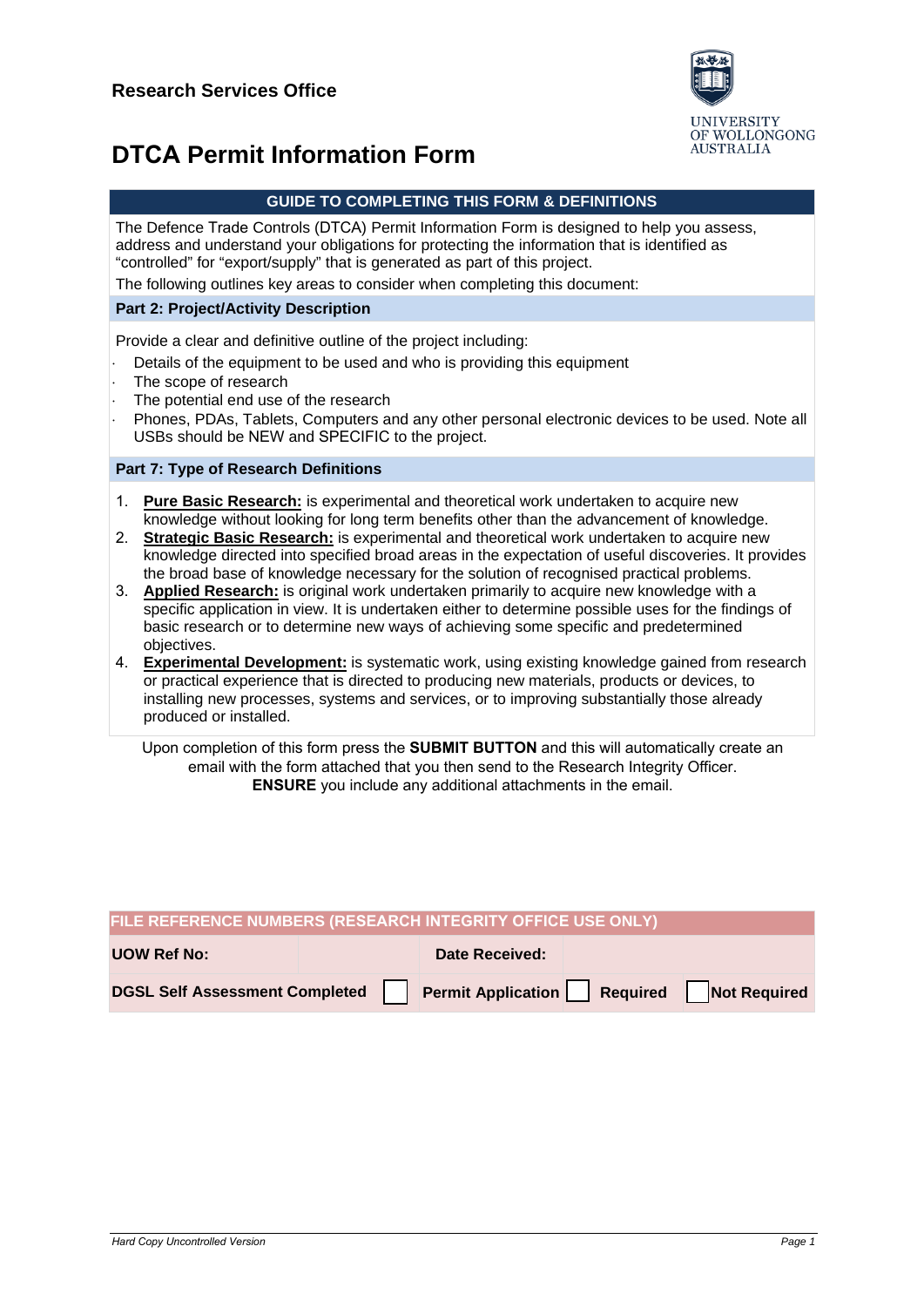**Research Services Office**

UNIVERSITY OF WOLLONGONG AUSTRALIA

# DTCA Permit Information Form

## GUIDE TO COMPLETING THIS FORM & DEFINITIONS

The Defence Trade Controls (DTCA) Permit Information Form is designed to help you assess, address and understand your obligations for protecting the information that is identified as "controlled" for "export/supply" that is generated as part of this project.

The following outlines key areas to consider when completing this document:

### Part 2: Project/Activity Description

Provide a clear and definitive outline of the project including:

- Details of the equipment to be used and who is providing this equipment
- The scope of research
- The potential end use of the research
- Phones, PDAs, Tablets, Computers and any other personal electronic devices to be used. Note all USBs should be NEW and SPECIFIC to the project.

### Part 7: Type of Research Definitions

1. **Pure Basic Research:** is experimental and theoretical work undertaken to acquire new knowledge without looking for long term benefits other than the advancement of knowledge.
2. **Strategic Basic Research:** is experimental and theoretical work undertaken to acquire new knowledge directed into specified broad areas in the expectation of useful discoveries. It provides the broad base of knowledge necessary for the solution of recognised practical problems.
3. **Applied Research:** is original work undertaken primarily to acquire new knowledge with a specific application in view. It is undertaken either to determine possible uses for the findings of basic research or to determine new ways of achieving some specific and predetermined objectives.
4. **Experimental Development:** is systematic work, using existing knowledge gained from research or practical experience that is directed to producing new materials, products or devices, to installing new processes, systems and services, or to improving substantially those already produced or installed.

Upon completion of this form press the **SUBMIT BUTTON** and this will automatically create an email with the form attached that you then send to the Research Integrity Officer. **ENSURE** you include any additional attachments in the email.

| FILE REFERENCE NUMBERS (RESEARCH INTEGRITY OFFICE USE ONLY) | | | | | |
|---|---|---|---|---|---|
| **UOW Ref No:** | | **Date Received:** | | | |
| **DGSL Self Assessment Completed** | ☐ | **Permit Application** | ☐ | **Required** | ☐ **Not Required** |

*Hard Copy Uncontrolled Version*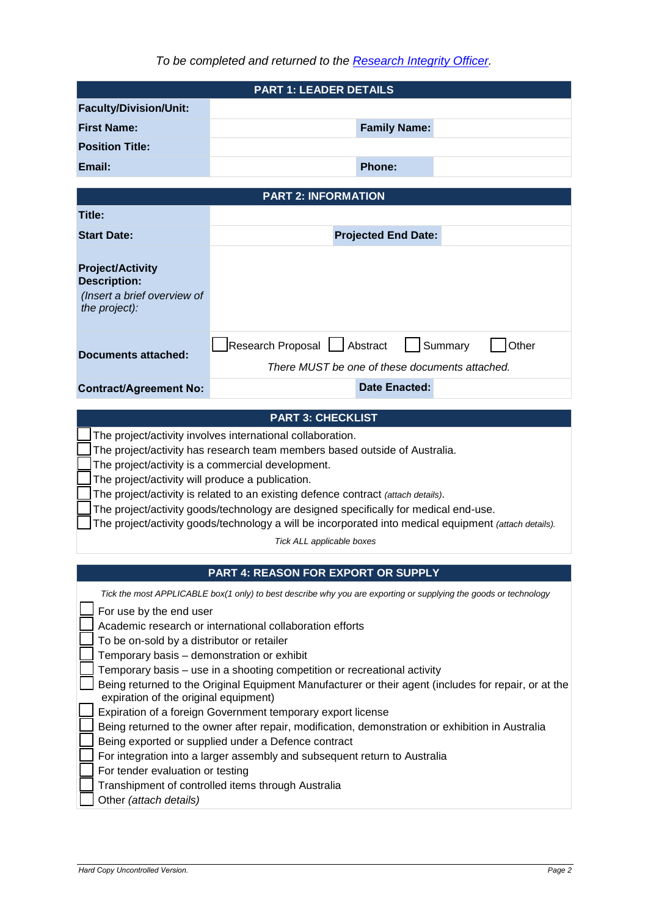*To be completed and returned to the Research Integrity Officer.*

| PART 1: LEADER DETAILS | | | |
|---|---|---|---|
| **Faculty/Division/Unit:** | | | |
| **First Name:** | | **Family Name:** | |
| **Position Title:** | | | |
| **Email:** | | **Phone:** | |

| PART 2: INFORMATION | | | |
|---|---|---|---|
| **Title:** | | | |
| **Start Date:** | | **Projected End Date:** | |
| **Project/Activity Description:** *(Insert a brief overview of the project):* | | | |
| **Documents attached:** | ☐ Research Proposal ☐ Abstract ☐ Summary ☐ Other<br>*There MUST be one of these documents attached.* | | |
| **Contract/Agreement No:** | | **Date Enacted:** | |

## PART 3: CHECKLIST

- ☐ The project/activity involves international collaboration.
- ☐ The project/activity has research team members based outside of Australia.
- ☐ The project/activity is a commercial development.
- ☐ The project/activity will produce a publication.
- ☐ The project/activity is related to an existing defence contract *(attach details)*.
- ☐ The project/activity goods/technology are designed specifically for medical end-use.
- ☐ The project/activity goods/technology a will be incorporated into medical equipment *(attach details)*.

*Tick ALL applicable boxes*

## PART 4: REASON FOR EXPORT OR SUPPLY

*Tick the most APPLICABLE box(1 only) to best describe why you are exporting or supplying the goods or technology*

- ☐ For use by the end user
- ☐ Academic research or international collaboration efforts
- ☐ To be on-sold by a distributor or retailer
- ☐ Temporary basis – demonstration or exhibit
- ☐ Temporary basis – use in a shooting competition or recreational activity
- ☐ Being returned to the Original Equipment Manufacturer or their agent (includes for repair, or at the expiration of the original equipment)
- ☐ Expiration of a foreign Government temporary export license
- ☐ Being returned to the owner after repair, modification, demonstration or exhibition in Australia
- ☐ Being exported or supplied under a Defence contract
- ☐ For integration into a larger assembly and subsequent return to Australia
- ☐ For tender evaluation or testing
- ☐ Transhipment of controlled items through Australia
- ☐ Other *(attach details)*

*Hard Copy Uncontrolled Version.*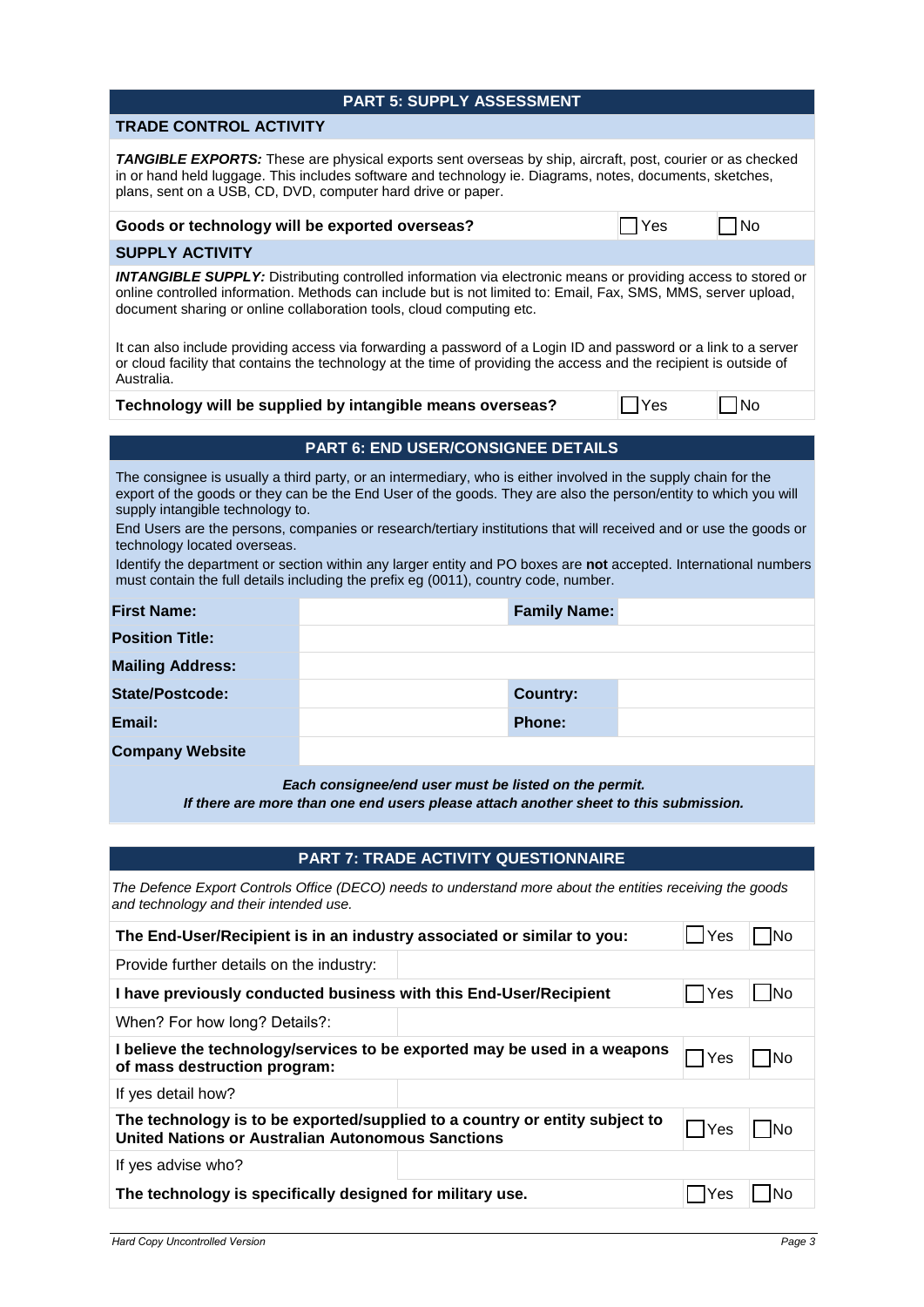## PART 5: SUPPLY ASSESSMENT

### TRADE CONTROL ACTIVITY

***TANGIBLE EXPORTS:*** These are physical exports sent overseas by ship, aircraft, post, courier or as checked in or hand held luggage. This includes software and technology ie. Diagrams, notes, documents, sketches, plans, sent on a USB, CD, DVD, computer hard drive or paper.

| **Goods or technology will be exported overseas?** | ☐ Yes | ☐ No |
|---|---|---|

### SUPPLY ACTIVITY

***INTANGIBLE SUPPLY:*** Distributing controlled information via electronic means or providing access to stored or online controlled information. Methods can include but is not limited to: Email, Fax, SMS, MMS, server upload, document sharing or online collaboration tools, cloud computing etc.

It can also include providing access via forwarding a password of a Login ID and password or a link to a server or cloud facility that contains the technology at the time of providing the access and the recipient is outside of Australia.

| **Technology will be supplied by intangible means overseas?** | ☐ Yes | ☐ No |
|---|---|---|

## PART 6: END USER/CONSIGNEE DETAILS

The consignee is usually a third party, or an intermediary, who is either involved in the supply chain for the export of the goods or they can be the End User of the goods. They are also the person/entity to which you will supply intangible technology to.

End Users are the persons, companies or research/tertiary institutions that will received and or use the goods or technology located overseas.

Identify the department or section within any larger entity and PO boxes are **not** accepted. International numbers must contain the full details including the prefix eg (0011), country code, number.

| | | | |
|---|---|---|---|
| **First Name:** | | **Family Name:** | |
| **Position Title:** | | | |
| **Mailing Address:** | | | |
| **State/Postcode:** | | **Country:** | |
| **Email:** | | **Phone:** | |
| **Company Website** | | | |

***Each consignee/end user must be listed on the permit.***
***If there are more than one end users please attach another sheet to this submission.***

## PART 7: TRADE ACTIVITY QUESTIONNAIRE

*The Defence Export Controls Office (DECO) needs to understand more about the entities receiving the goods and technology and their intended use.*

| | | | |
|---|---|---|---|
| **The End-User/Recipient is in an industry associated or similar to you:** | | ☐ Yes | ☐ No |
| Provide further details on the industry: | | | |
| **I have previously conducted business with this End-User/Recipient** | | ☐ Yes | ☐ No |
| When? For how long? Details?: | | | |
| **I believe the technology/services to be exported may be used in a weapons of mass destruction program:** | | ☐ Yes | ☐ No |
| If yes detail how? | | | |
| **The technology is to be exported/supplied to a country or entity subject to United Nations or Australian Autonomous Sanctions** | | ☐ Yes | ☐ No |
| If yes advise who? | | | |
| **The technology is specifically designed for military use.** | | ☐ Yes | ☐ No |

*Hard Copy Uncontrolled Version*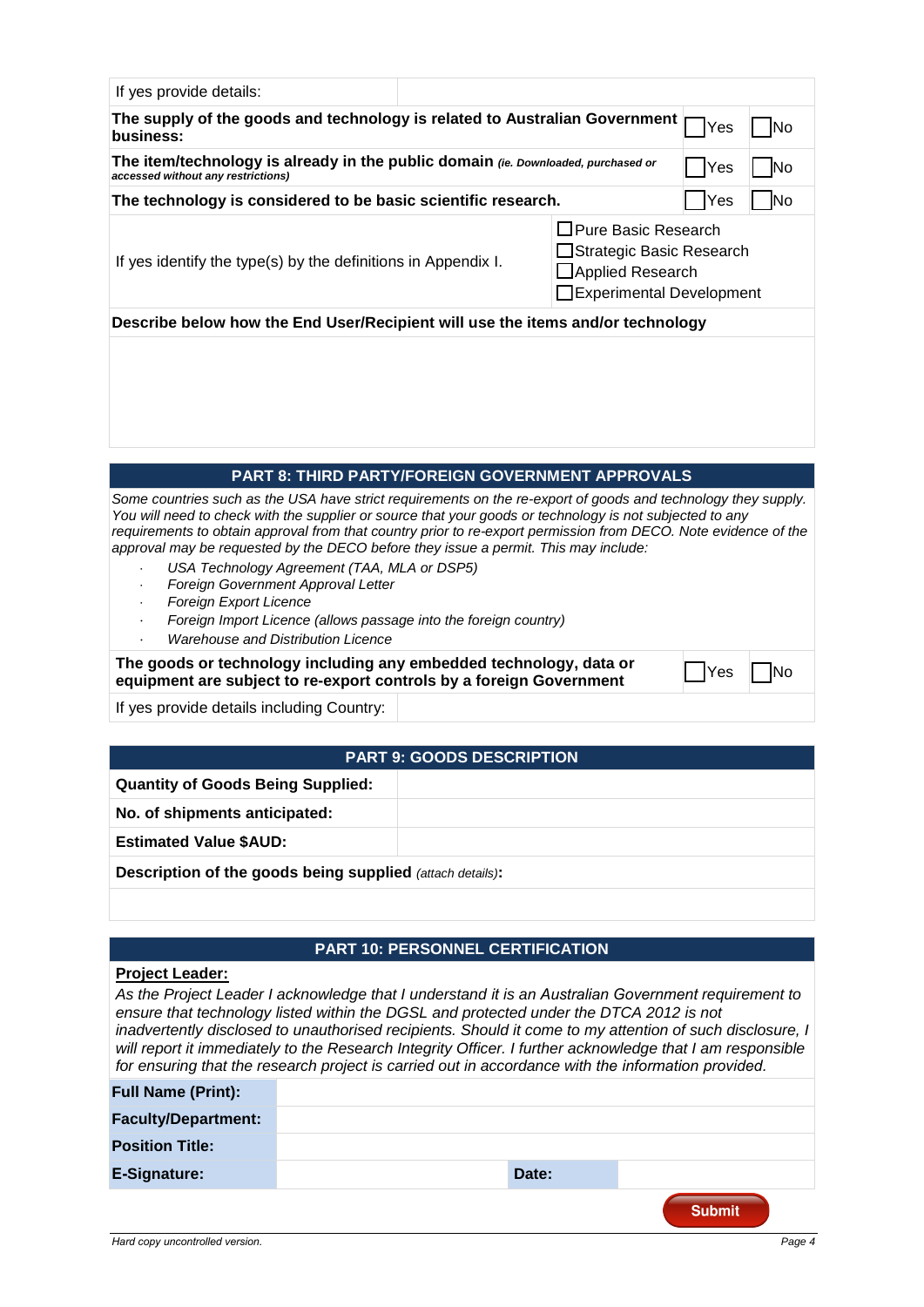| | | |
|---|---|---|
| If yes provide details: | | |
| **The supply of the goods and technology is related to Australian Government business:** | ☐Yes | ☐No |
| **The item/technology is already in the public domain** ***(ie. Downloaded, purchased or accessed without any restrictions)*** | ☐Yes | ☐No |
| **The technology is considered to be basic scientific research.** | ☐Yes | ☐No |
| If yes identify the type(s) by the definitions in Appendix I. | ☐Pure Basic Research<br>☐Strategic Basic Research<br>☐Applied Research<br>☐Experimental Development | |

**Describe below how the End User/Recipient will use the items and/or technology**

## PART 8: THIRD PARTY/FOREIGN GOVERNMENT APPROVALS

*Some countries such as the USA have strict requirements on the re-export of goods and technology they supply. You will need to check with the supplier or source that your goods or technology is not subjected to any requirements to obtain approval from that country prior to re-export permission from DECO. Note evidence of the approval may be requested by the DECO before they issue a permit. This may include:*

- *USA Technology Agreement (TAA, MLA or DSP5)*
- *Foreign Government Approval Letter*
- *Foreign Export Licence*
- *Foreign Import Licence (allows passage into the foreign country)*
- *Warehouse and Distribution Licence*

| | | |
|---|---|---|
| **The goods or technology including any embedded technology, data or equipment are subject to re-export controls by a foreign Government** | ☐Yes | ☐No |
| If yes provide details including Country: | | |

## PART 9: GOODS DESCRIPTION

| | |
|---|---|
| **Quantity of Goods Being Supplied:** | |
| **No. of shipments anticipated:** | |
| **Estimated Value $AUD:** | |

**Description of the goods being supplied** *(attach details)***:**

## PART 10: PERSONNEL CERTIFICATION

**Project Leader:**

*As the Project Leader I acknowledge that I understand it is an Australian Government requirement to ensure that technology listed within the DGSL and protected under the DTCA 2012 is not inadvertently disclosed to unauthorised recipients. Should it come to my attention of such disclosure, I will report it immediately to the Research Integrity Officer. I further acknowledge that I am responsible for ensuring that the research project is carried out in accordance with the information provided.*

| | | | |
|---|---|---|---|
| **Full Name (Print):** | | | |
| **Faculty/Department:** | | | |
| **Position Title:** | | | |
| **E-Signature:** | | **Date:** | |

Submit

*Hard copy uncontrolled version.*